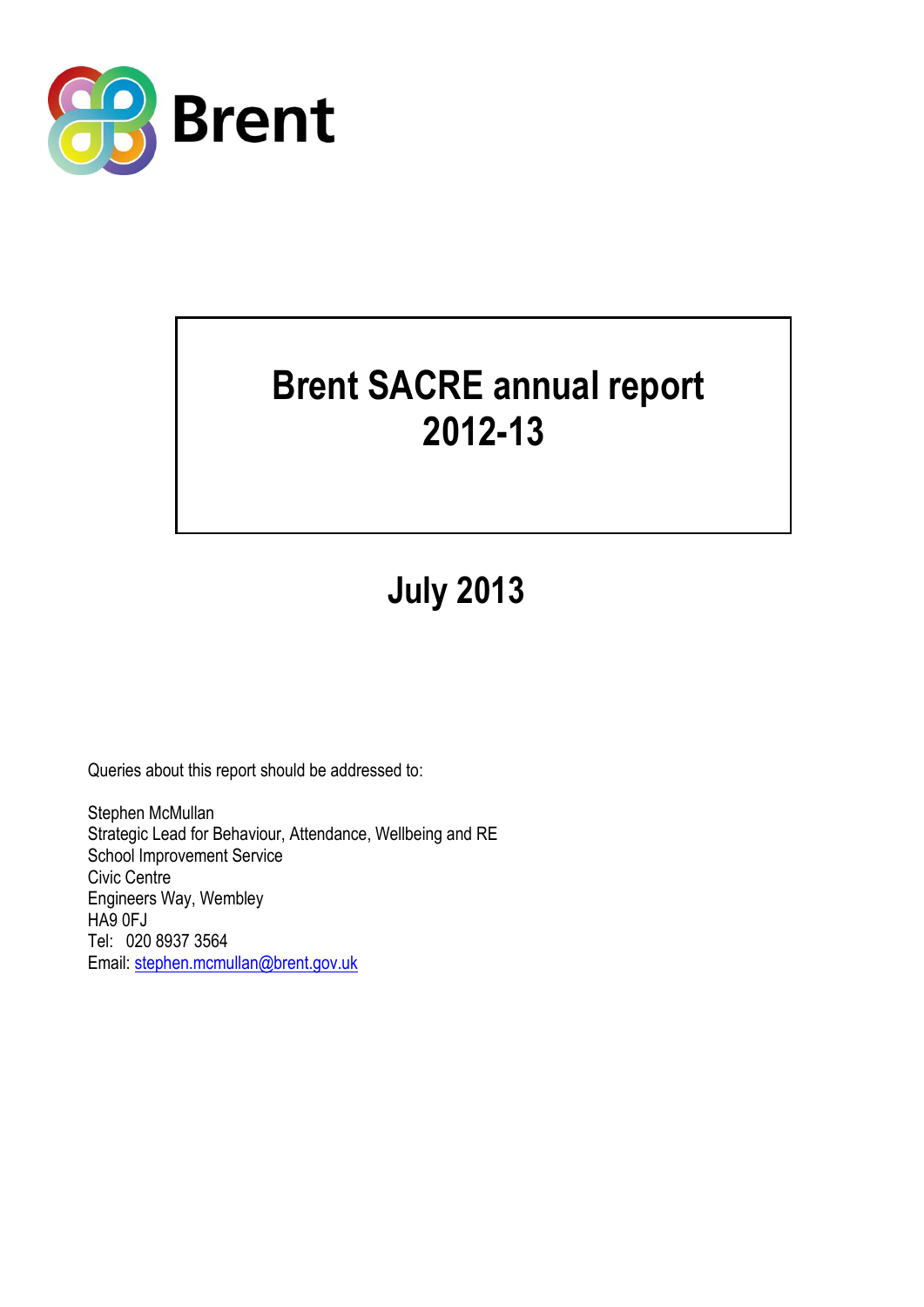Brent

# Brent SACRE annual report 2012-13

## July 2013

Queries about this report should be addressed to:

Stephen McMullan
Strategic Lead for Behaviour, Attendance, Wellbeing and RE
School Improvement Service
Civic Centre
Engineers Way, Wembley
HA9 0FJ
Tel: 020 8937 3564
Email: stephen.mcmullan@brent.gov.uk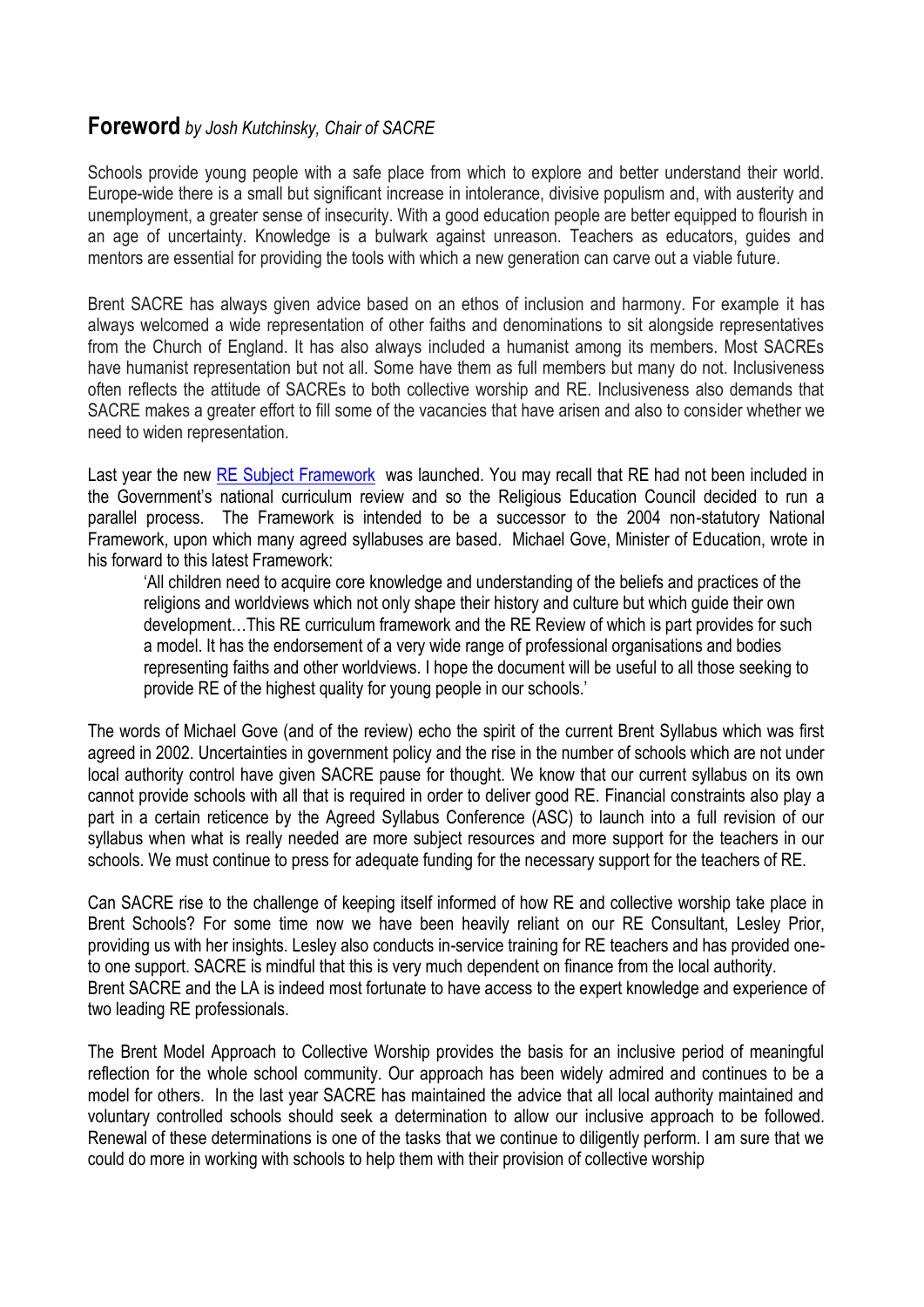## Foreword *by Josh Kutchinsky, Chair of SACRE*

Schools provide young people with a safe place from which to explore and better understand their world. Europe-wide there is a small but significant increase in intolerance, divisive populism and, with austerity and unemployment, a greater sense of insecurity. With a good education people are better equipped to flourish in an age of uncertainty. Knowledge is a bulwark against unreason. Teachers as educators, guides and mentors are essential for providing the tools with which a new generation can carve out a viable future.

Brent SACRE has always given advice based on an ethos of inclusion and harmony. For example it has always welcomed a wide representation of other faiths and denominations to sit alongside representatives from the Church of England. It has also always included a humanist among its members. Most SACREs have humanist representation but not all. Some have them as full members but many do not. Inclusiveness often reflects the attitude of SACREs to both collective worship and RE. Inclusiveness also demands that SACRE makes a greater effort to fill some of the vacancies that have arisen and also to consider whether we need to widen representation.

Last year the new RE Subject Framework was launched. You may recall that RE had not been included in the Government's national curriculum review and so the Religious Education Council decided to run a parallel process. The Framework is intended to be a successor to the 2004 non-statutory National Framework, upon which many agreed syllabuses are based. Michael Gove, Minister of Education, wrote in his forward to this latest Framework:

> 'All children need to acquire core knowledge and understanding of the beliefs and practices of the religions and worldviews which not only shape their history and culture but which guide their own development…This RE curriculum framework and the RE Review of which is part provides for such a model. It has the endorsement of a very wide range of professional organisations and bodies representing faiths and other worldviews. I hope the document will be useful to all those seeking to provide RE of the highest quality for young people in our schools.'

The words of Michael Gove (and of the review) echo the spirit of the current Brent Syllabus which was first agreed in 2002. Uncertainties in government policy and the rise in the number of schools which are not under local authority control have given SACRE pause for thought. We know that our current syllabus on its own cannot provide schools with all that is required in order to deliver good RE. Financial constraints also play a part in a certain reticence by the Agreed Syllabus Conference (ASC) to launch into a full revision of our syllabus when what is really needed are more subject resources and more support for the teachers in our schools. We must continue to press for adequate funding for the necessary support for the teachers of RE.

Can SACRE rise to the challenge of keeping itself informed of how RE and collective worship take place in Brent Schools? For some time now we have been heavily reliant on our RE Consultant, Lesley Prior, providing us with her insights. Lesley also conducts in-service training for RE teachers and has provided one-to one support. SACRE is mindful that this is very much dependent on finance from the local authority.
Brent SACRE and the LA is indeed most fortunate to have access to the expert knowledge and experience of two leading RE professionals.

The Brent Model Approach to Collective Worship provides the basis for an inclusive period of meaningful reflection for the whole school community. Our approach has been widely admired and continues to be a model for others. In the last year SACRE has maintained the advice that all local authority maintained and voluntary controlled schools should seek a determination to allow our inclusive approach to be followed. Renewal of these determinations is one of the tasks that we continue to diligently perform. I am sure that we could do more in working with schools to help them with their provision of collective worship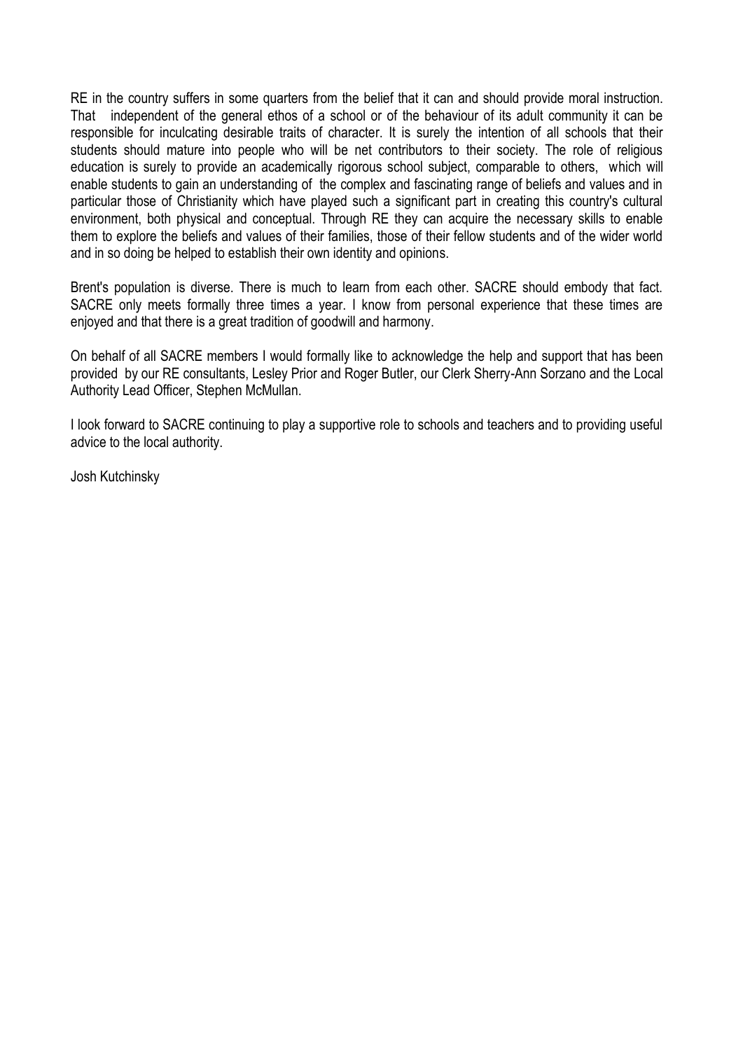RE in the country suffers in some quarters from the belief that it can and should provide moral instruction. That independent of the general ethos of a school or of the behaviour of its adult community it can be responsible for inculcating desirable traits of character. It is surely the intention of all schools that their students should mature into people who will be net contributors to their society. The role of religious education is surely to provide an academically rigorous school subject, comparable to others, which will enable students to gain an understanding of the complex and fascinating range of beliefs and values and in particular those of Christianity which have played such a significant part in creating this country's cultural environment, both physical and conceptual. Through RE they can acquire the necessary skills to enable them to explore the beliefs and values of their families, those of their fellow students and of the wider world and in so doing be helped to establish their own identity and opinions.

Brent's population is diverse. There is much to learn from each other. SACRE should embody that fact. SACRE only meets formally three times a year. I know from personal experience that these times are enjoyed and that there is a great tradition of goodwill and harmony.

On behalf of all SACRE members I would formally like to acknowledge the help and support that has been provided by our RE consultants, Lesley Prior and Roger Butler, our Clerk Sherry-Ann Sorzano and the Local Authority Lead Officer, Stephen McMullan.

I look forward to SACRE continuing to play a supportive role to schools and teachers and to providing useful advice to the local authority.

Josh Kutchinsky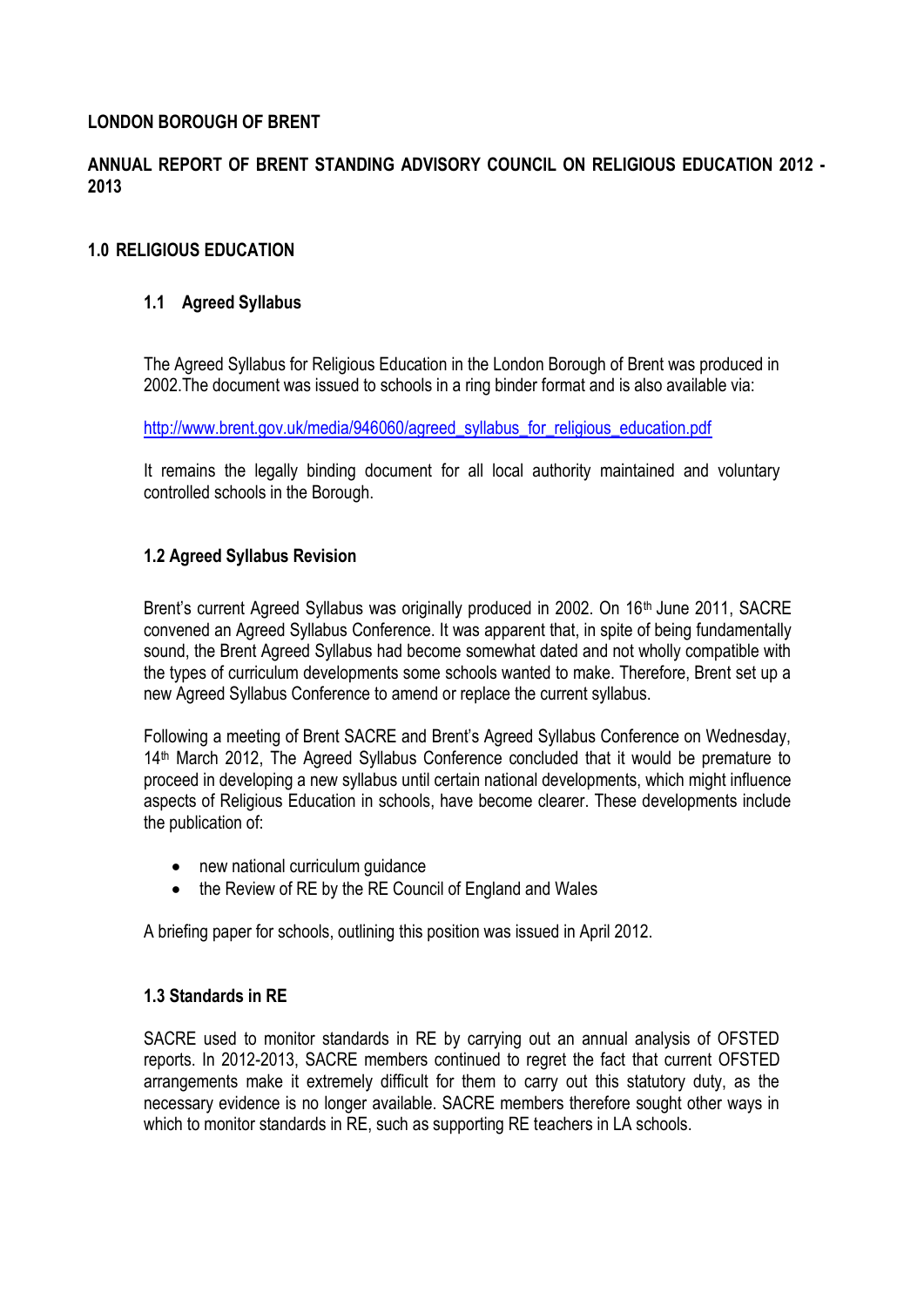**LONDON BOROUGH OF BRENT**

**ANNUAL REPORT OF BRENT STANDING ADVISORY COUNCIL ON RELIGIOUS EDUCATION 2012 - 2013**

## 1.0 RELIGIOUS EDUCATION

### 1.1 Agreed Syllabus

The Agreed Syllabus for Religious Education in the London Borough of Brent was produced in 2002.The document was issued to schools in a ring binder format and is also available via:

http://www.brent.gov.uk/media/946060/agreed_syllabus_for_religious_education.pdf

It remains the legally binding document for all local authority maintained and voluntary controlled schools in the Borough.

### 1.2 Agreed Syllabus Revision

Brent's current Agreed Syllabus was originally produced in 2002. On 16th June 2011, SACRE convened an Agreed Syllabus Conference. It was apparent that, in spite of being fundamentally sound, the Brent Agreed Syllabus had become somewhat dated and not wholly compatible with the types of curriculum developments some schools wanted to make. Therefore, Brent set up a new Agreed Syllabus Conference to amend or replace the current syllabus.

Following a meeting of Brent SACRE and Brent's Agreed Syllabus Conference on Wednesday, 14th March 2012, The Agreed Syllabus Conference concluded that it would be premature to proceed in developing a new syllabus until certain national developments, which might influence aspects of Religious Education in schools, have become clearer. These developments include the publication of:

- new national curriculum guidance
- the Review of RE by the RE Council of England and Wales

A briefing paper for schools, outlining this position was issued in April 2012.

### 1.3 Standards in RE

SACRE used to monitor standards in RE by carrying out an annual analysis of OFSTED reports. In 2012-2013, SACRE members continued to regret the fact that current OFSTED arrangements make it extremely difficult for them to carry out this statutory duty, as the necessary evidence is no longer available. SACRE members therefore sought other ways in which to monitor standards in RE, such as supporting RE teachers in LA schools.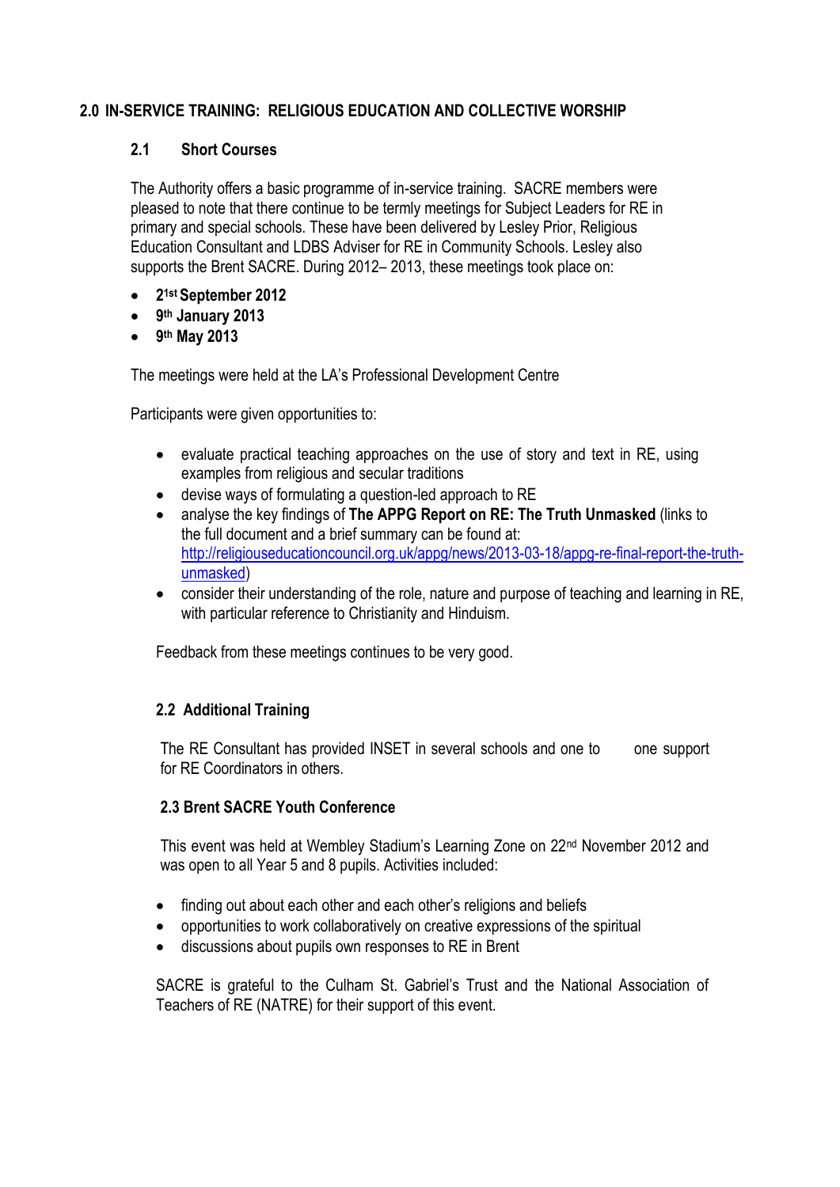## 2.0 IN-SERVICE TRAINING: RELIGIOUS EDUCATION AND COLLECTIVE WORSHIP

### 2.1 Short Courses

The Authority offers a basic programme of in-service training. SACRE members were pleased to note that there continue to be termly meetings for Subject Leaders for RE in primary and special schools. These have been delivered by Lesley Prior, Religious Education Consultant and LDBS Adviser for RE in Community Schools. Lesley also supports the Brent SACRE. During 2012– 2013, these meetings took place on:

- **21st September 2012**
- **9th January 2013**
- **9th May 2013**

The meetings were held at the LA's Professional Development Centre

Participants were given opportunities to:

- evaluate practical teaching approaches on the use of story and text in RE, using examples from religious and secular traditions
- devise ways of formulating a question-led approach to RE
- analyse the key findings of **The APPG Report on RE: The Truth Unmasked** (links to the full document and a brief summary can be found at: http://religiouseducationcouncil.org.uk/appg/news/2013-03-18/appg-re-final-report-the-truth-unmasked)
- consider their understanding of the role, nature and purpose of teaching and learning in RE, with particular reference to Christianity and Hinduism.

Feedback from these meetings continues to be very good.

### 2.2 Additional Training

The RE Consultant has provided INSET in several schools and one to one support for RE Coordinators in others.

### 2.3 Brent SACRE Youth Conference

This event was held at Wembley Stadium's Learning Zone on 22nd November 2012 and was open to all Year 5 and 8 pupils. Activities included:

- finding out about each other and each other's religions and beliefs
- opportunities to work collaboratively on creative expressions of the spiritual
- discussions about pupils own responses to RE in Brent

SACRE is grateful to the Culham St. Gabriel's Trust and the National Association of Teachers of RE (NATRE) for their support of this event.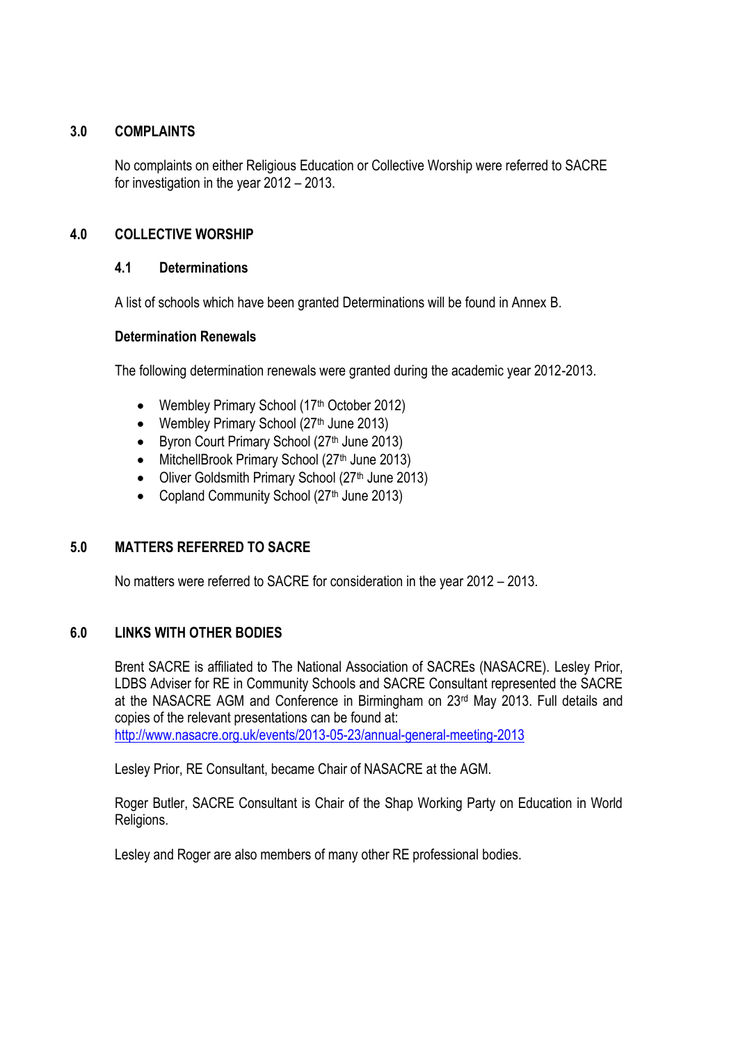## 3.0 COMPLAINTS

No complaints on either Religious Education or Collective Worship were referred to SACRE for investigation in the year 2012 – 2013.

## 4.0 COLLECTIVE WORSHIP

### 4.1 Determinations

A list of schools which have been granted Determinations will be found in Annex B.

**Determination Renewals**

The following determination renewals were granted during the academic year 2012-2013.

- Wembley Primary School (17th October 2012)
- Wembley Primary School (27th June 2013)
- Byron Court Primary School (27th June 2013)
- MitchellBrook Primary School (27th June 2013)
- Oliver Goldsmith Primary School (27th June 2013)
- Copland Community School (27th June 2013)

## 5.0 MATTERS REFERRED TO SACRE

No matters were referred to SACRE for consideration in the year 2012 – 2013.

## 6.0 LINKS WITH OTHER BODIES

Brent SACRE is affiliated to The National Association of SACREs (NASACRE). Lesley Prior, LDBS Adviser for RE in Community Schools and SACRE Consultant represented the SACRE at the NASACRE AGM and Conference in Birmingham on 23rd May 2013. Full details and copies of the relevant presentations can be found at:
http://www.nasacre.org.uk/events/2013-05-23/annual-general-meeting-2013

Lesley Prior, RE Consultant, became Chair of NASACRE at the AGM.

Roger Butler, SACRE Consultant is Chair of the Shap Working Party on Education in World Religions.

Lesley and Roger are also members of many other RE professional bodies.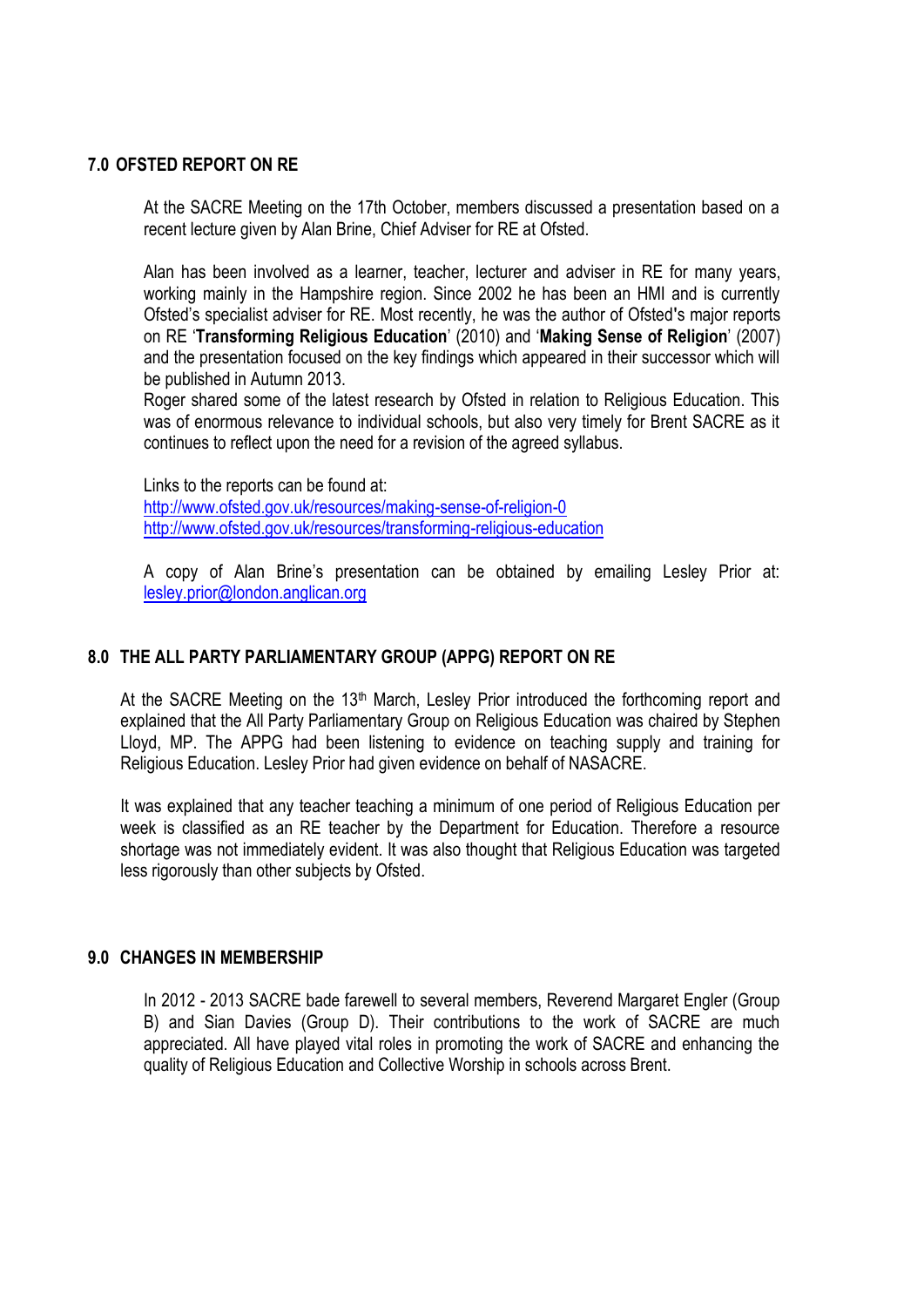## 7.0 OFSTED REPORT ON RE

At the SACRE Meeting on the 17th October, members discussed a presentation based on a recent lecture given by Alan Brine, Chief Adviser for RE at Ofsted.

Alan has been involved as a learner, teacher, lecturer and adviser in RE for many years, working mainly in the Hampshire region. Since 2002 he has been an HMI and is currently Ofsted's specialist adviser for RE. Most recently, he was the author of Ofsted's major reports on RE '**Transforming Religious Education**' (2010) and '**Making Sense of Religion**' (2007) and the presentation focused on the key findings which appeared in their successor which will be published in Autumn 2013.
Roger shared some of the latest research by Ofsted in relation to Religious Education. This was of enormous relevance to individual schools, but also very timely for Brent SACRE as it continues to reflect upon the need for a revision of the agreed syllabus.

Links to the reports can be found at:
http://www.ofsted.gov.uk/resources/making-sense-of-religion-0
http://www.ofsted.gov.uk/resources/transforming-religious-education

A copy of Alan Brine's presentation can be obtained by emailing Lesley Prior at: lesley.prior@london.anglican.org

## 8.0 THE ALL PARTY PARLIAMENTARY GROUP (APPG) REPORT ON RE

At the SACRE Meeting on the 13th March, Lesley Prior introduced the forthcoming report and explained that the All Party Parliamentary Group on Religious Education was chaired by Stephen Lloyd, MP. The APPG had been listening to evidence on teaching supply and training for Religious Education. Lesley Prior had given evidence on behalf of NASACRE.

It was explained that any teacher teaching a minimum of one period of Religious Education per week is classified as an RE teacher by the Department for Education. Therefore a resource shortage was not immediately evident. It was also thought that Religious Education was targeted less rigorously than other subjects by Ofsted.

## 9.0 CHANGES IN MEMBERSHIP

In 2012 - 2013 SACRE bade farewell to several members, Reverend Margaret Engler (Group B) and Sian Davies (Group D). Their contributions to the work of SACRE are much appreciated. All have played vital roles in promoting the work of SACRE and enhancing the quality of Religious Education and Collective Worship in schools across Brent.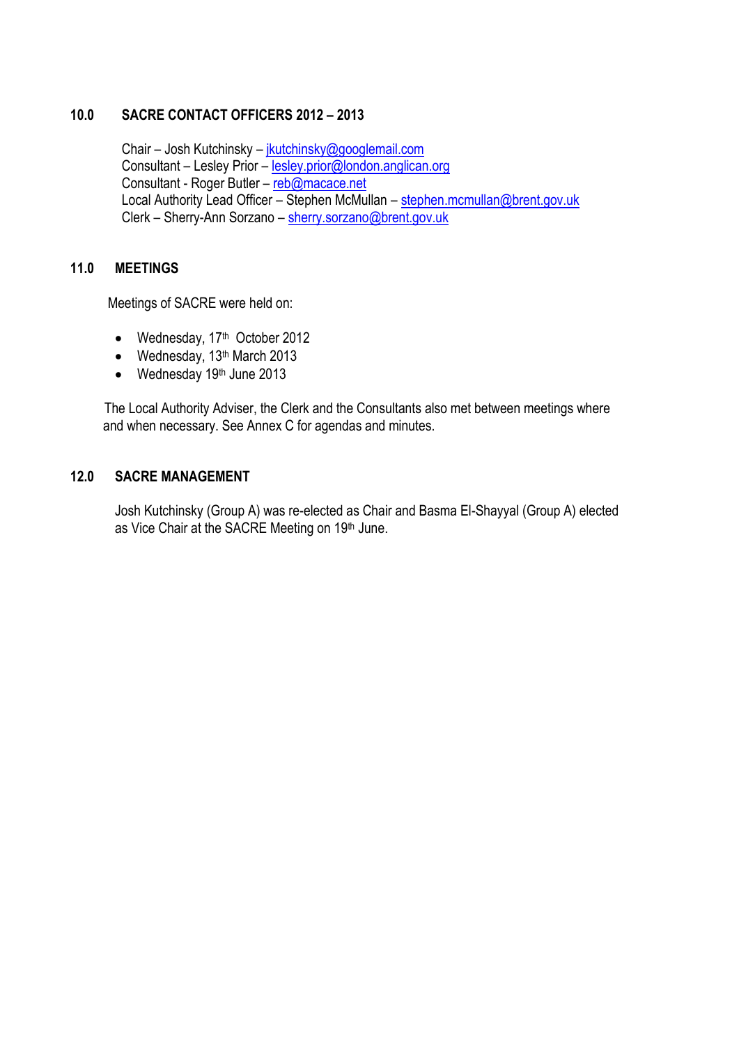## 10.0 SACRE CONTACT OFFICERS 2012 – 2013

Chair – Josh Kutchinsky – jkutchinsky@googlemail.com
Consultant – Lesley Prior – lesley.prior@london.anglican.org
Consultant - Roger Butler – reb@macace.net
Local Authority Lead Officer – Stephen McMullan – stephen.mcmullan@brent.gov.uk
Clerk – Sherry-Ann Sorzano – sherry.sorzano@brent.gov.uk

## 11.0 MEETINGS

Meetings of SACRE were held on:

- Wednesday, 17th October 2012
- Wednesday, 13th March 2013
- Wednesday 19th June 2013

The Local Authority Adviser, the Clerk and the Consultants also met between meetings where and when necessary. See Annex C for agendas and minutes.

## 12.0 SACRE MANAGEMENT

Josh Kutchinsky (Group A) was re-elected as Chair and Basma El-Shayyal (Group A) elected as Vice Chair at the SACRE Meeting on 19th June.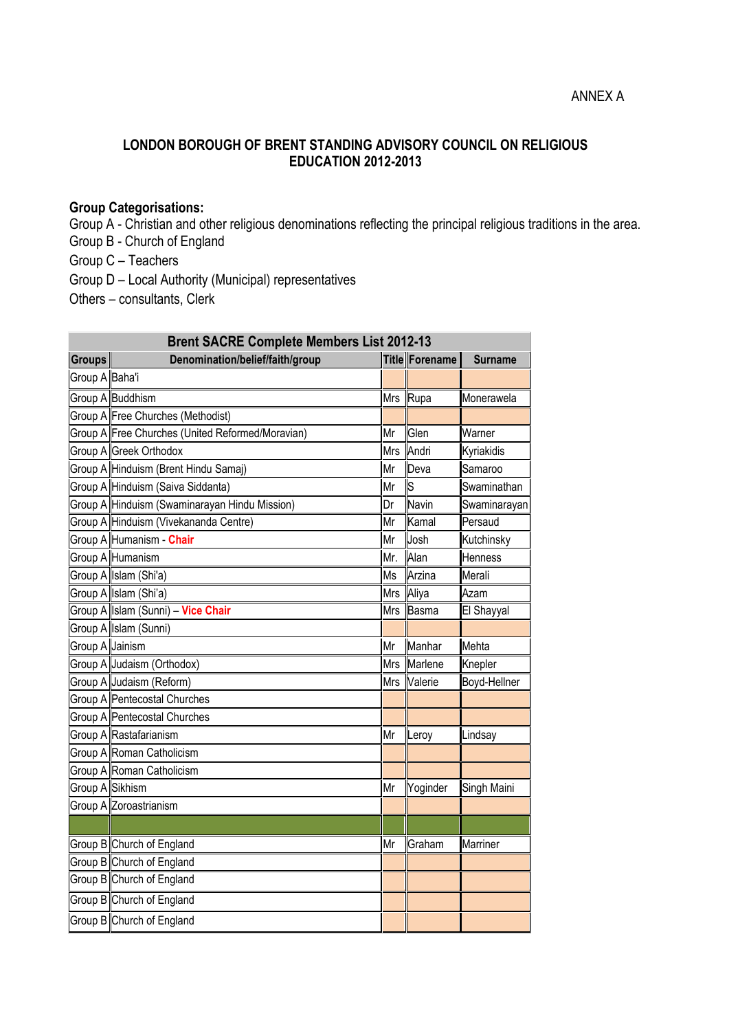ANNEX A

**LONDON BOROUGH OF BRENT STANDING ADVISORY COUNCIL ON RELIGIOUS EDUCATION 2012-2013**

**Group Categorisations:**

Group A - Christian and other religious denominations reflecting the principal religious traditions in the area.
Group B - Church of England
Group C – Teachers
Group D – Local Authority (Municipal) representatives
Others – consultants, Clerk

| **Brent SACRE Complete Members List 2012-13** | | | | |
|---|---|---|---|---|
| **Groups** | **Denomination/belief/faith/group** | **Title** | **Forename** | **Surname** |
| Group A | Baha'i | | | |
| Group A | Buddhism | Mrs | Rupa | Monerawela |
| Group A | Free Churches (Methodist) | | | |
| Group A | Free Churches (United Reformed/Moravian) | Mr | Glen | Warner |
| Group A | Greek Orthodox | Mrs | Andri | Kyriakidis |
| Group A | Hinduism (Brent Hindu Samaj) | Mr | Deva | Samaroo |
| Group A | Hinduism (Saiva Siddanta) | Mr | S | Swaminathan |
| Group A | Hinduism (Swaminarayan Hindu Mission) | Dr | Navin | Swaminarayan |
| Group A | Hinduism (Vivekananda Centre) | Mr | Kamal | Persaud |
| Group A | Humanism - **Chair** | Mr | Josh | Kutchinsky |
| Group A | Humanism | Mr. | Alan | Henness |
| Group A | Islam (Shi'a) | Ms | Arzina | Merali |
| Group A | Islam (Shi'a) | Mrs | Aliya | Azam |
| Group A | Islam (Sunni) – **Vice Chair** | Mrs | Basma | El Shayyal |
| Group A | Islam (Sunni) | | | |
| Group A | Jainism | Mr | Manhar | Mehta |
| Group A | Judaism (Orthodox) | Mrs | Marlene | Knepler |
| Group A | Judaism (Reform) | Mrs | Valerie | Boyd-Hellner |
| Group A | Pentecostal Churches | | | |
| Group A | Pentecostal Churches | | | |
| Group A | Rastafarianism | Mr | Leroy | Lindsay |
| Group A | Roman Catholicism | | | |
| Group A | Roman Catholicism | | | |
| Group A | Sikhism | Mr | Yoginder | Singh Maini |
| Group A | Zoroastrianism | | | |
| | | | | |
| Group B | Church of England | Mr | Graham | Marriner |
| Group B | Church of England | | | |
| Group B | Church of England | | | |
| Group B | Church of England | | | |
| Group B | Church of England | | | |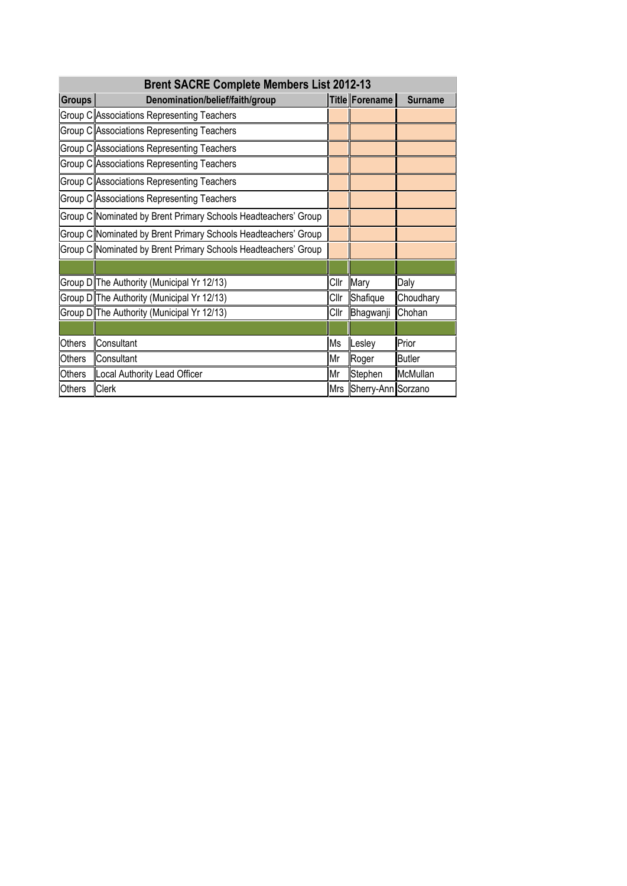| Brent SACRE Complete Members List 2012-13 | | | | |
|---|---|---|---|---|
| **Groups** | **Denomination/belief/faith/group** | **Title** | **Forename** | **Surname** |
| Group C | Associations Representing Teachers | | | |
| Group C | Associations Representing Teachers | | | |
| Group C | Associations Representing Teachers | | | |
| Group C | Associations Representing Teachers | | | |
| Group C | Associations Representing Teachers | | | |
| Group C | Associations Representing Teachers | | | |
| Group C | Nominated by Brent Primary Schools Headteachers' Group | | | |
| Group C | Nominated by Brent Primary Schools Headteachers' Group | | | |
| Group C | Nominated by Brent Primary Schools Headteachers' Group | | | |
| | | | | |
| Group D | The Authority (Municipal Yr 12/13) | Cllr | Mary | Daly |
| Group D | The Authority (Municipal Yr 12/13) | Cllr | Shafique | Choudhary |
| Group D | The Authority (Municipal Yr 12/13) | Cllr | Bhagwanji | Chohan |
| | | | | |
| Others | Consultant | Ms | Lesley | Prior |
| Others | Consultant | Mr | Roger | Butler |
| Others | Local Authority Lead Officer | Mr | Stephen | McMullan |
| Others | Clerk | Mrs | Sherry-Ann | Sorzano |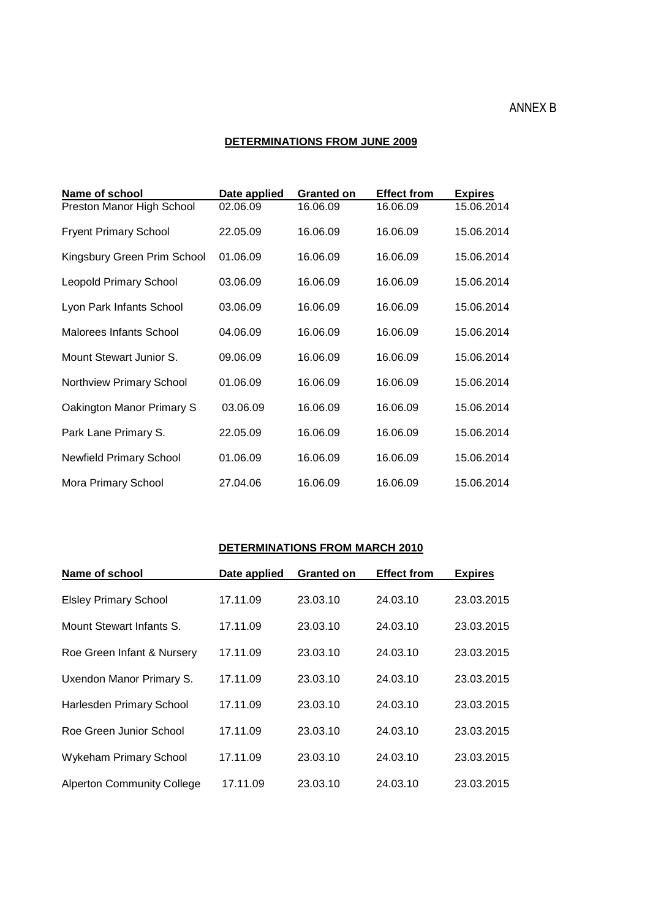ANNEX B

## DETERMINATIONS FROM JUNE 2009

| Name of school | Date applied | Granted on | Effect from | Expires |
|---|---|---|---|---|
| Preston Manor High School | 02.06.09 | 16.06.09 | 16.06.09 | 15.06.2014 |
| Fryent Primary School | 22.05.09 | 16.06.09 | 16.06.09 | 15.06.2014 |
| Kingsbury Green Prim School | 01.06.09 | 16.06.09 | 16.06.09 | 15.06.2014 |
| Leopold Primary School | 03.06.09 | 16.06.09 | 16.06.09 | 15.06.2014 |
| Lyon Park Infants School | 03.06.09 | 16.06.09 | 16.06.09 | 15.06.2014 |
| Malorees Infants School | 04.06.09 | 16.06.09 | 16.06.09 | 15.06.2014 |
| Mount Stewart Junior S. | 09.06.09 | 16.06.09 | 16.06.09 | 15.06.2014 |
| Northview Primary School | 01.06.09 | 16.06.09 | 16.06.09 | 15.06.2014 |
| Oakington Manor Primary S | 03.06.09 | 16.06.09 | 16.06.09 | 15.06.2014 |
| Park Lane Primary S. | 22.05.09 | 16.06.09 | 16.06.09 | 15.06.2014 |
| Newfield Primary School | 01.06.09 | 16.06.09 | 16.06.09 | 15.06.2014 |
| Mora Primary School | 27.04.06 | 16.06.09 | 16.06.09 | 15.06.2014 |

## DETERMINATIONS FROM MARCH 2010

| Name of school | Date applied | Granted on | Effect from | Expires |
|---|---|---|---|---|
| Elsley Primary School | 17.11.09 | 23.03.10 | 24.03.10 | 23.03.2015 |
| Mount Stewart Infants S. | 17.11.09 | 23.03.10 | 24.03.10 | 23.03.2015 |
| Roe Green Infant & Nursery | 17.11.09 | 23.03.10 | 24.03.10 | 23.03.2015 |
| Uxendon Manor Primary S. | 17.11.09 | 23.03.10 | 24.03.10 | 23.03.2015 |
| Harlesden Primary School | 17.11.09 | 23.03.10 | 24.03.10 | 23.03.2015 |
| Roe Green Junior School | 17.11.09 | 23.03.10 | 24.03.10 | 23.03.2015 |
| Wykeham Primary School | 17.11.09 | 23.03.10 | 24.03.10 | 23.03.2015 |
| Alperton Community College | 17.11.09 | 23.03.10 | 24.03.10 | 23.03.2015 |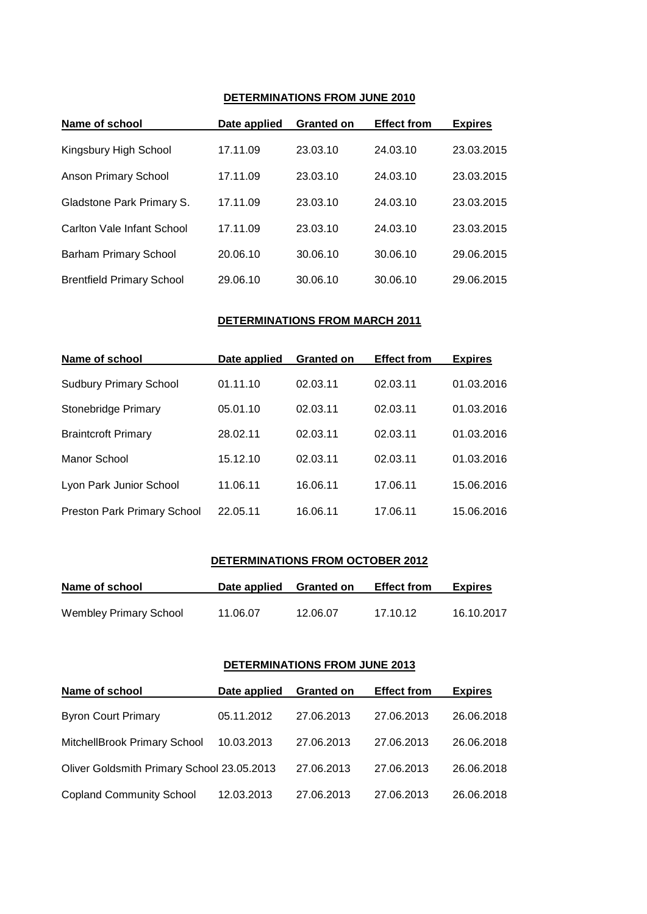**DETERMINATIONS FROM JUNE 2010**

| Name of school | Date applied | Granted on | Effect from | Expires |
|---|---|---|---|---|
| Kingsbury High School | 17.11.09 | 23.03.10 | 24.03.10 | 23.03.2015 |
| Anson Primary School | 17.11.09 | 23.03.10 | 24.03.10 | 23.03.2015 |
| Gladstone Park Primary S. | 17.11.09 | 23.03.10 | 24.03.10 | 23.03.2015 |
| Carlton Vale Infant School | 17.11.09 | 23.03.10 | 24.03.10 | 23.03.2015 |
| Barham Primary School | 20.06.10 | 30.06.10 | 30.06.10 | 29.06.2015 |
| Brentfield Primary School | 29.06.10 | 30.06.10 | 30.06.10 | 29.06.2015 |

**DETERMINATIONS FROM MARCH 2011**

| Name of school | Date applied | Granted on | Effect from | Expires |
|---|---|---|---|---|
| Sudbury Primary School | 01.11.10 | 02.03.11 | 02.03.11 | 01.03.2016 |
| Stonebridge Primary | 05.01.10 | 02.03.11 | 02.03.11 | 01.03.2016 |
| Braintcroft Primary | 28.02.11 | 02.03.11 | 02.03.11 | 01.03.2016 |
| Manor School | 15.12.10 | 02.03.11 | 02.03.11 | 01.03.2016 |
| Lyon Park Junior School | 11.06.11 | 16.06.11 | 17.06.11 | 15.06.2016 |
| Preston Park Primary School | 22.05.11 | 16.06.11 | 17.06.11 | 15.06.2016 |

**DETERMINATIONS FROM OCTOBER 2012**

| Name of school | Date applied | Granted on | Effect from | Expires |
|---|---|---|---|---|
| Wembley Primary School | 11.06.07 | 12.06.07 | 17.10.12 | 16.10.2017 |

**DETERMINATIONS FROM JUNE 2013**

| Name of school | Date applied | Granted on | Effect from | Expires |
|---|---|---|---|---|
| Byron Court Primary | 05.11.2012 | 27.06.2013 | 27.06.2013 | 26.06.2018 |
| MitchellBrook Primary School | 10.03.2013 | 27.06.2013 | 27.06.2013 | 26.06.2018 |
| Oliver Goldsmith Primary School | 23.05.2013 | 27.06.2013 | 27.06.2013 | 26.06.2018 |
| Copland Community School | 12.03.2013 | 27.06.2013 | 27.06.2013 | 26.06.2018 |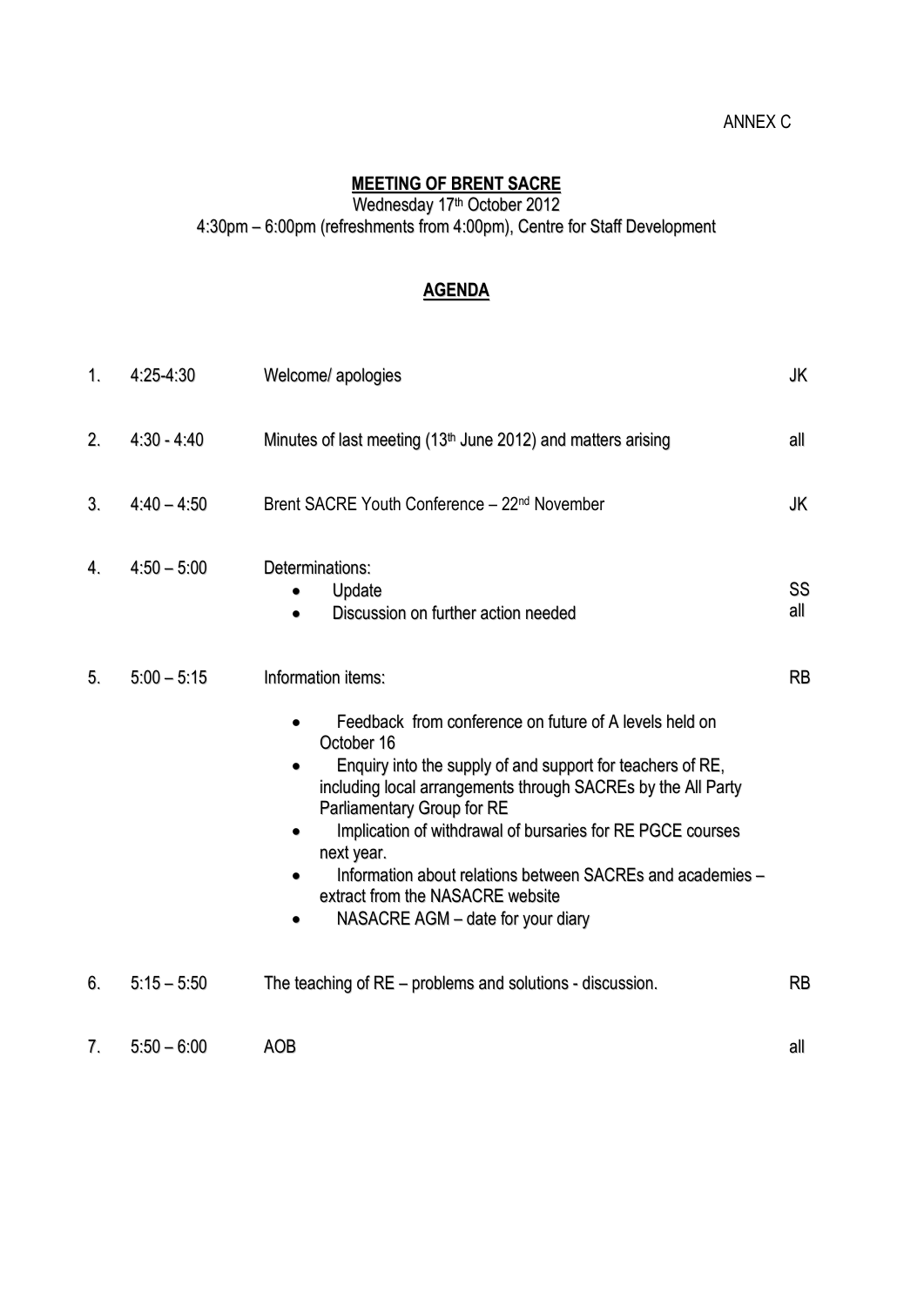ANNEX C

**MEETING OF BRENT SACRE**

Wednesday 17th October 2012

4:30pm – 6:00pm (refreshments from 4:00pm), Centre for Staff Development

**AGENDA**

| | Time | Item | Lead |
|---|---|---|---|
| 1. | 4:25-4:30 | Welcome/ apologies | JK |
| 2. | 4:30 - 4:40 | Minutes of last meeting (13th June 2012) and matters arising | all |
| 3. | 4:40 – 4:50 | Brent SACRE Youth Conference – 22nd November | JK |
| 4. | 4:50 – 5:00 | Determinations:<br>• Update<br>• Discussion on further action needed | <br>SS<br>all |
| 5. | 5:00 – 5:15 | Information items:<br>• Feedback from conference on future of A levels held on October 16<br>• Enquiry into the supply of and support for teachers of RE, including local arrangements through SACREs by the All Party Parliamentary Group for RE<br>• Implication of withdrawal of bursaries for RE PGCE courses next year.<br>• Information about relations between SACREs and academies – extract from the NASACRE website<br>• NASACRE AGM – date for your diary | RB |
| 6. | 5:15 – 5:50 | The teaching of RE – problems and solutions - discussion. | RB |
| 7. | 5:50 – 6:00 | AOB | all |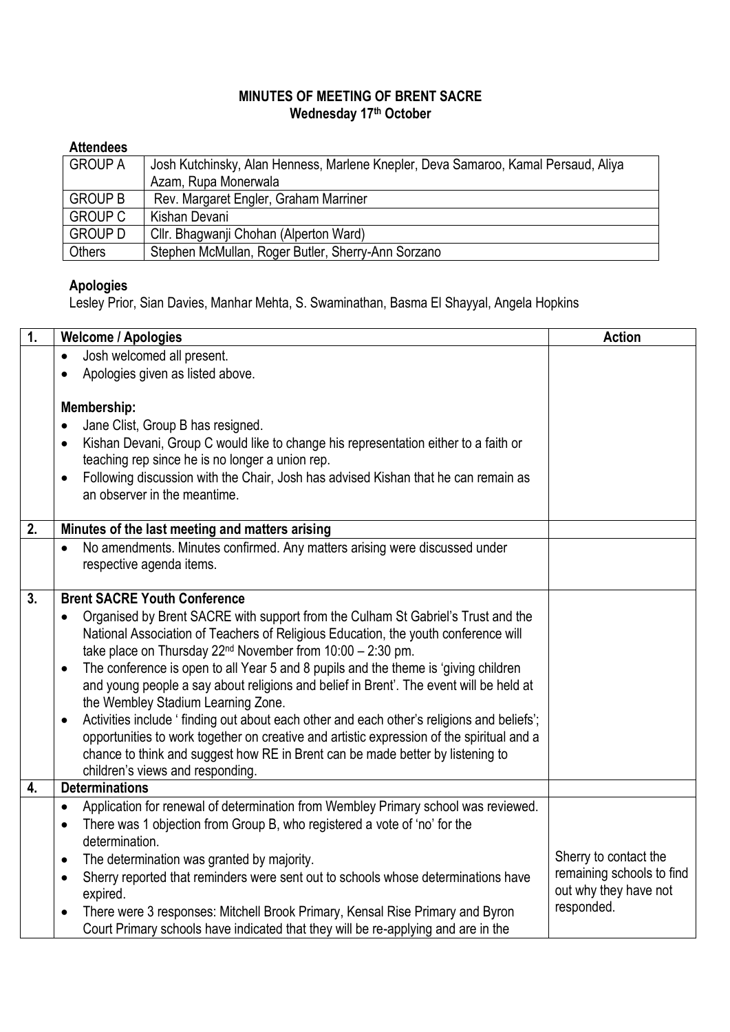# MINUTES OF MEETING OF BRENT SACRE
## Wednesday 17th October

**Attendees**

| | |
|---|---|
| GROUP A | Josh Kutchinsky, Alan Henness, Marlene Knepler, Deva Samaroo, Kamal Persaud, Aliya Azam, Rupa Monerwala |
| GROUP B | Rev. Margaret Engler, Graham Marriner |
| GROUP C | Kishan Devani |
| GROUP D | Cllr. Bhagwanji Chohan (Alperton Ward) |
| Others | Stephen McMullan, Roger Butler, Sherry-Ann Sorzano |

**Apologies**

Lesley Prior, Sian Davies, Manhar Mehta, S. Swaminathan, Basma El Shayyal, Angela Hopkins

| 1. | Welcome / Apologies | Action |
|---|---|---|
| | • Josh welcomed all present.<br>• Apologies given as listed above.<br><br>**Membership:**<br>• Jane Clist, Group B has resigned.<br>• Kishan Devani, Group C would like to change his representation either to a faith or teaching rep since he is no longer a union rep.<br>• Following discussion with the Chair, Josh has advised Kishan that he can remain as an observer in the meantime. | |
| **2.** | **Minutes of the last meeting and matters arising** | |
| | • No amendments. Minutes confirmed. Any matters arising were discussed under respective agenda items. | |
| **3.** | **Brent SACRE Youth Conference** | |
| | • Organised by Brent SACRE with support from the Culham St Gabriel's Trust and the National Association of Teachers of Religious Education, the youth conference will take place on Thursday 22nd November from 10:00 – 2:30 pm.<br>• The conference is open to all Year 5 and 8 pupils and the theme is 'giving children and young people a say about religions and belief in Brent'. The event will be held at the Wembley Stadium Learning Zone.<br>• Activities include ' finding out about each other and each other's religions and beliefs'; opportunities to work together on creative and artistic expression of the spiritual and a chance to think and suggest how RE in Brent can be made better by listening to children's views and responding. | |
| **4.** | **Determinations** | |
| | • Application for renewal of determination from Wembley Primary school was reviewed.<br>• There was 1 objection from Group B, who registered a vote of 'no' for the determination.<br>• The determination was granted by majority.<br>• Sherry reported that reminders were sent out to schools whose determinations have expired.<br>• There were 3 responses: Mitchell Brook Primary, Kensal Rise Primary and Byron Court Primary schools have indicated that they will be re-applying and are in the | Sherry to contact the remaining schools to find out why they have not responded. |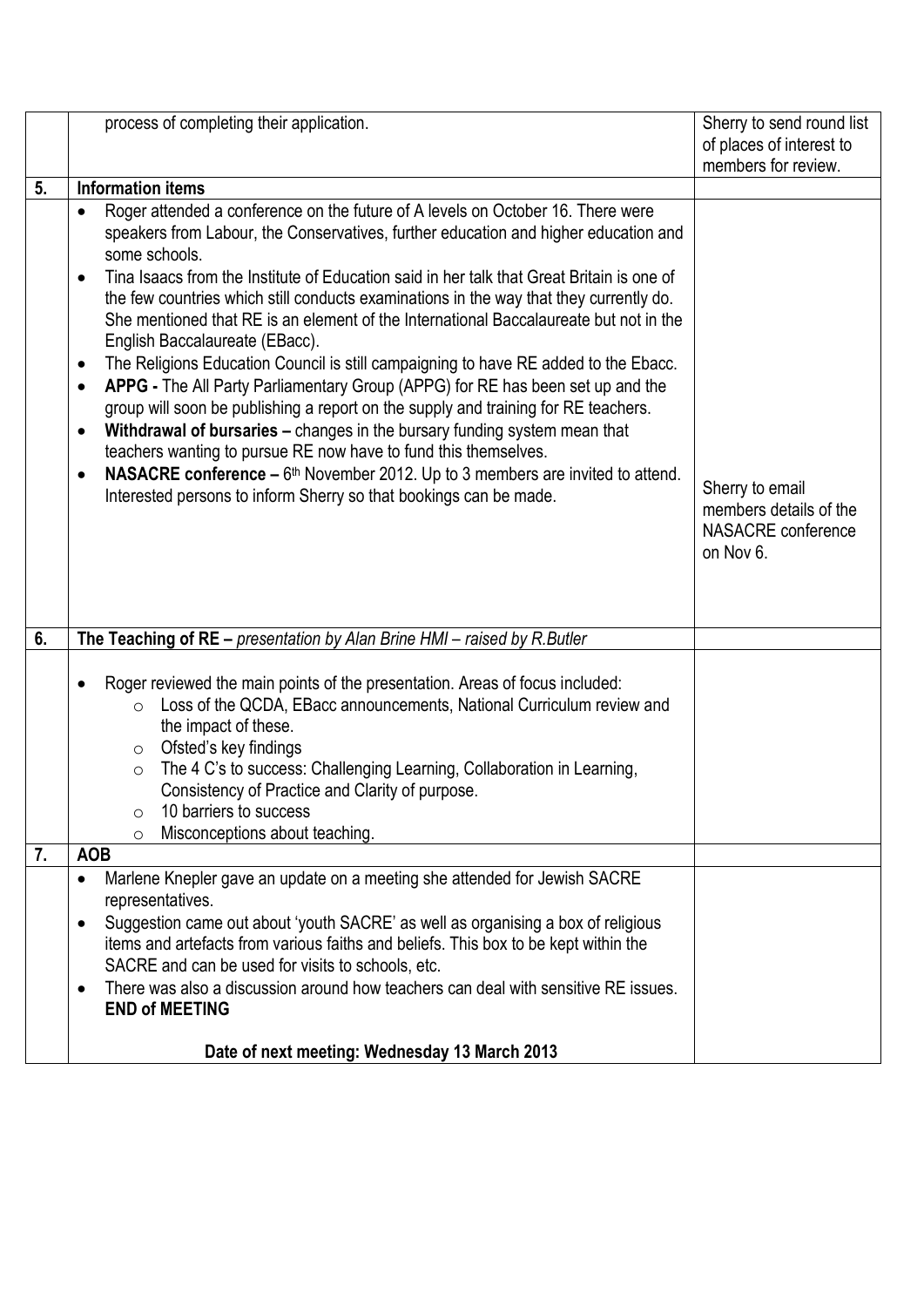| | | |
|---|---|---|
| | process of completing their application. | Sherry to send round list of places of interest to members for review. |
| **5.** | **Information items** | |
| | • Roger attended a conference on the future of A levels on October 16. There were speakers from Labour, the Conservatives, further education and higher education and some schools.<br>• Tina Isaacs from the Institute of Education said in her talk that Great Britain is one of the few countries which still conducts examinations in the way that they currently do. She mentioned that RE is an element of the International Baccalaureate but not in the English Baccalaureate (EBacc).<br>• The Religions Education Council is still campaigning to have RE added to the Ebacc.<br>• **APPG -** The All Party Parliamentary Group (APPG) for RE has been set up and the group will soon be publishing a report on the supply and training for RE teachers.<br>• **Withdrawal of bursaries –** changes in the bursary funding system mean that teachers wanting to pursue RE now have to fund this themselves.<br>• **NASACRE conference –** 6th November 2012. Up to 3 members are invited to attend. Interested persons to inform Sherry so that bookings can be made. | Sherry to email members details of the NASACRE conference on Nov 6. |
| **6.** | **The Teaching of RE –** *presentation by Alan Brine HMI – raised by R.Butler* | |
| | • Roger reviewed the main points of the presentation. Areas of focus included:<br>  ○ Loss of the QCDA, EBacc announcements, National Curriculum review and the impact of these.<br>  ○ Ofsted's key findings<br>  ○ The 4 C's to success: Challenging Learning, Collaboration in Learning, Consistency of Practice and Clarity of purpose.<br>  ○ 10 barriers to success<br>  ○ Misconceptions about teaching. | |
| **7.** | **AOB** | |
| | • Marlene Knepler gave an update on a meeting she attended for Jewish SACRE representatives.<br>• Suggestion came out about 'youth SACRE' as well as organising a box of religious items and artefacts from various faiths and beliefs. This box to be kept within the SACRE and can be used for visits to schools, etc.<br>• There was also a discussion around how teachers can deal with sensitive RE issues.<br>**END of MEETING**<br><br>**Date of next meeting: Wednesday 13 March 2013** | |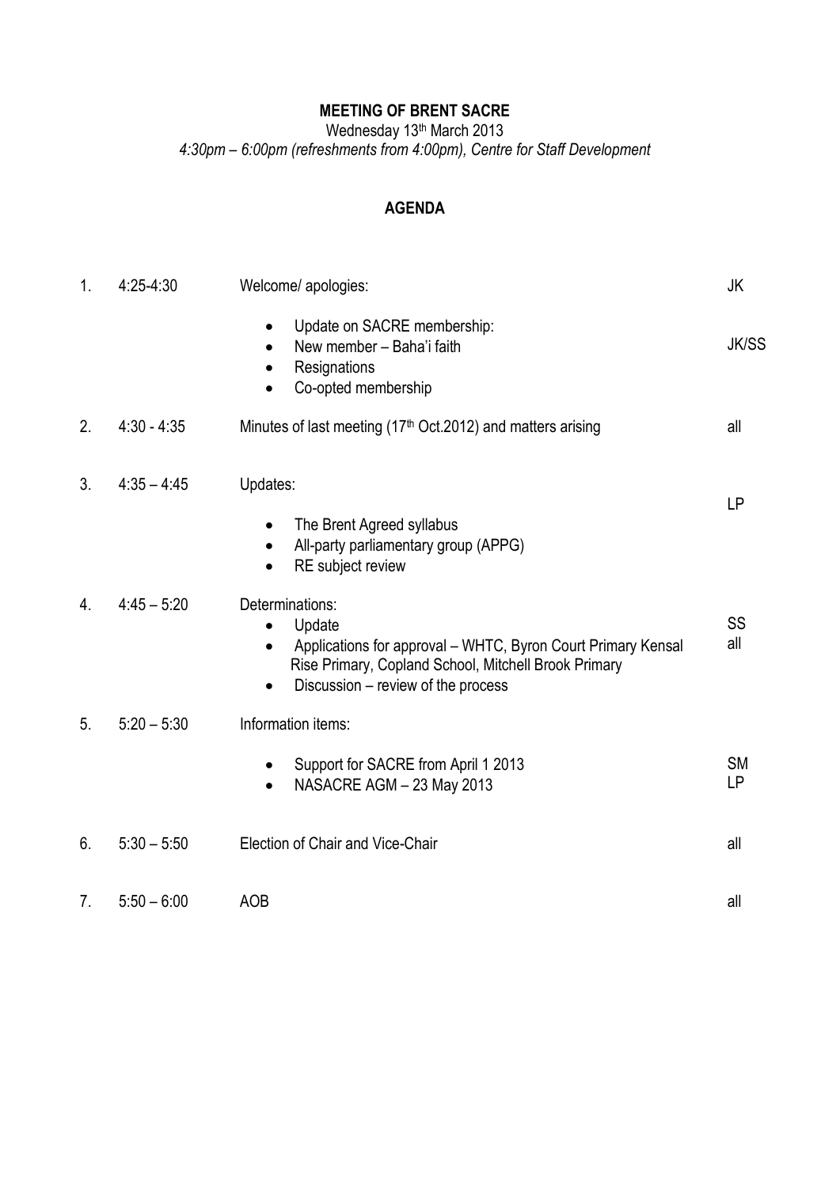**MEETING OF BRENT SACRE**

Wednesday 13th March 2013

*4:30pm – 6:00pm (refreshments from 4:00pm), Centre for Staff Development*

**AGENDA**

| | Time | Item | Lead |
|---|---|---|---|
| 1. | 4:25-4:30 | Welcome/ apologies: | JK |
| | | • Update on SACRE membership:<br>• New member – Baha'i faith<br>• Resignations<br>• Co-opted membership | JK/SS |
| 2. | 4:30 - 4:35 | Minutes of last meeting (17th Oct.2012) and matters arising | all |
| 3. | 4:35 – 4:45 | Updates:<br>• The Brent Agreed syllabus<br>• All-party parliamentary group (APPG)<br>• RE subject review | LP |
| 4. | 4:45 – 5:20 | Determinations:<br>• Update<br>• Applications for approval – WHTC, Byron Court Primary Kensal Rise Primary, Copland School, Mitchell Brook Primary<br>• Discussion – review of the process | SS<br>all |
| 5. | 5:20 – 5:30 | Information items:<br>• Support for SACRE from April 1 2013<br>• NASACRE AGM – 23 May 2013 | SM<br>LP |
| 6. | 5:30 – 5:50 | Election of Chair and Vice-Chair | all |
| 7. | 5:50 – 6:00 | AOB | all |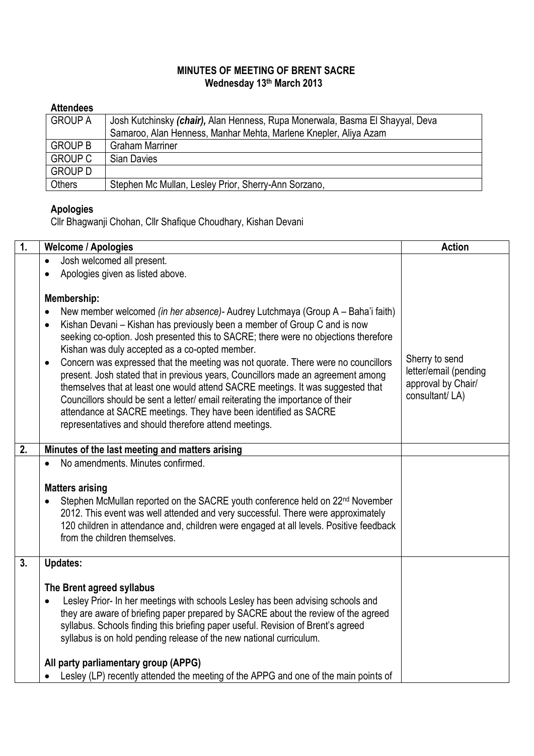**MINUTES OF MEETING OF BRENT SACRE**
**Wednesday 13th March 2013**

**Attendees**

| | |
|---|---|
| GROUP A | Josh Kutchinsky ***(chair),*** Alan Henness, Rupa Monerwala, Basma El Shayyal, Deva Samaroo, Alan Henness, Manhar Mehta, Marlene Knepler, Aliya Azam |
| GROUP B | Graham Marriner |
| GROUP C | Sian Davies |
| GROUP D | |
| Others | Stephen Mc Mullan, Lesley Prior, Sherry-Ann Sorzano, |

**Apologies**

Cllr Bhagwanji Chohan, Cllr Shafique Choudhary, Kishan Devani

| 1. | Welcome / Apologies | Action |
|---|---|---|
| | • Josh welcomed all present.<br>• Apologies given as listed above.<br><br>**Membership:**<br>• New member welcomed *(in her absence)*- Audrey Lutchmaya (Group A – Baha'i faith)<br>• Kishan Devani – Kishan has previously been a member of Group C and is now seeking co-option. Josh presented this to SACRE; there were no objections therefore Kishan was duly accepted as a co-opted member.<br>• Concern was expressed that the meeting was not quorate. There were no councillors present. Josh stated that in previous years, Councillors made an agreement among themselves that at least one would attend SACRE meetings. It was suggested that Councillors should be sent a letter/ email reiterating the importance of their attendance at SACRE meetings. They have been identified as SACRE representatives and should therefore attend meetings. | Sherry to send letter/email (pending approval by Chair/ consultant/ LA) |
| **2.** | **Minutes of the last meeting and matters arising** | |
| | • No amendments. Minutes confirmed.<br><br>**Matters arising**<br>• Stephen McMullan reported on the SACRE youth conference held on 22nd November 2012. This event was well attended and very successful. There were approximately 120 children in attendance and, children were engaged at all levels. Positive feedback from the children themselves. | |
| **3.** | **Updates:**<br><br>**The Brent agreed syllabus**<br>• Lesley Prior- In her meetings with schools Lesley has been advising schools and they are aware of briefing paper prepared by SACRE about the review of the agreed syllabus. Schools finding this briefing paper useful. Revision of Brent's agreed syllabus is on hold pending release of the new national curriculum.<br><br>**All party parliamentary group (APPG)**<br>• Lesley (LP) recently attended the meeting of the APPG and one of the main points of | |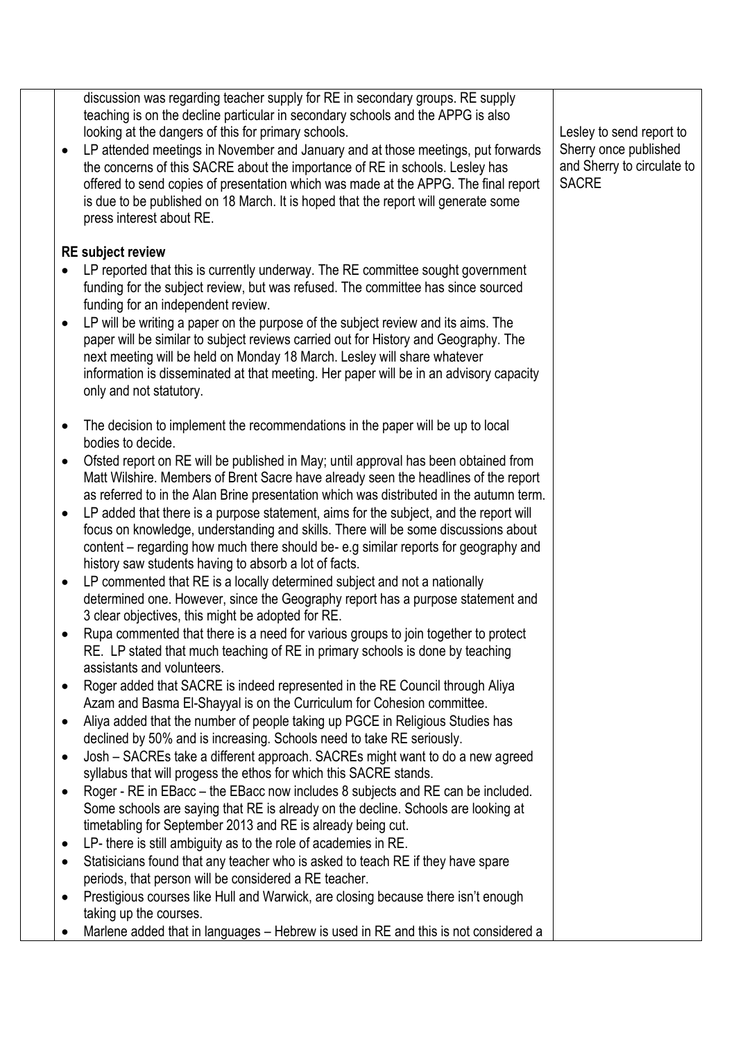| | | |
|---|---|---|
| | discussion was regarding teacher supply for RE in secondary groups. RE supply teaching is on the decline particular in secondary schools and the APPG is also looking at the dangers of this for primary schools.<br><br>• LP attended meetings in November and January and at those meetings, put forwards the concerns of this SACRE about the importance of RE in schools. Lesley has offered to send copies of presentation which was made at the APPG. The final report is due to be published on 18 March. It is hoped that the report will generate some press interest about RE.<br><br>**RE subject review**<br><br>• LP reported that this is currently underway. The RE committee sought government funding for the subject review, but was refused. The committee has since sourced funding for an independent review.<br>• LP will be writing a paper on the purpose of the subject review and its aims. The paper will be similar to subject reviews carried out for History and Geography. The next meeting will be held on Monday 18 March. Lesley will share whatever information is disseminated at that meeting. Her paper will be in an advisory capacity only and not statutory.<br><br>• The decision to implement the recommendations in the paper will be up to local bodies to decide.<br>• Ofsted report on RE will be published in May; until approval has been obtained from Matt Wilshire. Members of Brent Sacre have already seen the headlines of the report as referred to in the Alan Brine presentation which was distributed in the autumn term.<br>• LP added that there is a purpose statement, aims for the subject, and the report will focus on knowledge, understanding and skills. There will be some discussions about content – regarding how much there should be- e.g similar reports for geography and history saw students having to absorb a lot of facts.<br>• LP commented that RE is a locally determined subject and not a nationally determined one. However, since the Geography report has a purpose statement and 3 clear objectives, this might be adopted for RE.<br>• Rupa commented that there is a need for various groups to join together to protect RE. LP stated that much teaching of RE in primary schools is done by teaching assistants and volunteers.<br>• Roger added that SACRE is indeed represented in the RE Council through Aliya Azam and Basma El-Shayyal is on the Curriculum for Cohesion committee.<br>• Aliya added that the number of people taking up PGCE in Religious Studies has declined by 50% and is increasing. Schools need to take RE seriously.<br>• Josh – SACREs take a different approach. SACREs might want to do a new agreed syllabus that will progess the ethos for which this SACRE stands.<br>• Roger - RE in EBacc – the EBacc now includes 8 subjects and RE can be included. Some schools are saying that RE is already on the decline. Schools are looking at timetabling for September 2013 and RE is already being cut.<br>• LP- there is still ambiguity as to the role of academies in RE.<br>• Statisicians found that any teacher who is asked to teach RE if they have spare periods, that person will be considered a RE teacher.<br>• Prestigious courses like Hull and Warwick, are closing because there isn't enough taking up the courses.<br>• Marlene added that in languages – Hebrew is used in RE and this is not considered a | Lesley to send report to Sherry once published and Sherry to circulate to SACRE |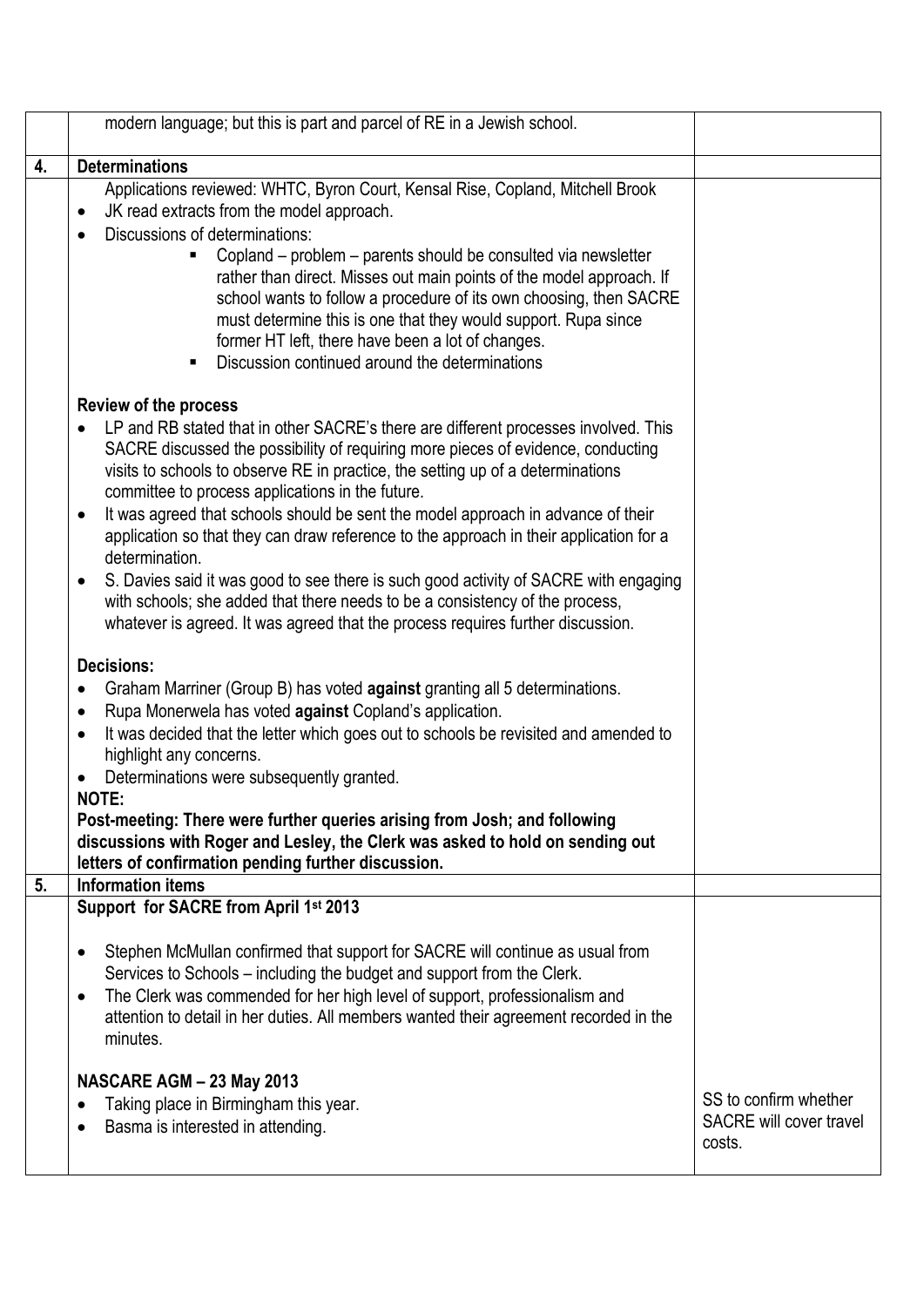| | | |
|---|---|---|
| | modern language; but this is part and parcel of RE in a Jewish school. | |
| **4.** | **Determinations** | |
| | Applications reviewed: WHTC, Byron Court, Kensal Rise, Copland, Mitchell Brook<br>• JK read extracts from the model approach.<br>• Discussions of determinations:<br>  ▪ Copland – problem – parents should be consulted via newsletter rather than direct. Misses out main points of the model approach. If school wants to follow a procedure of its own choosing, then SACRE must determine this is one that they would support. Rupa since former HT left, there have been a lot of changes.<br>  ▪ Discussion continued around the determinations<br><br>**Review of the process**<br>• LP and RB stated that in other SACRE's there are different processes involved. This SACRE discussed the possibility of requiring more pieces of evidence, conducting visits to schools to observe RE in practice, the setting up of a determinations committee to process applications in the future.<br>• It was agreed that schools should be sent the model approach in advance of their application so that they can draw reference to the approach in their application for a determination.<br>• S. Davies said it was good to see there is such good activity of SACRE with engaging with schools; she added that there needs to be a consistency of the process, whatever is agreed. It was agreed that the process requires further discussion.<br><br>**Decisions:**<br>• Graham Marriner (Group B) has voted **against** granting all 5 determinations.<br>• Rupa Monerwela has voted **against** Copland's application.<br>• It was decided that the letter which goes out to schools be revisited and amended to highlight any concerns.<br>• Determinations were subsequently granted.<br>**NOTE:**<br>**Post-meeting: There were further queries arising from Josh; and following discussions with Roger and Lesley, the Clerk was asked to hold on sending out letters of confirmation pending further discussion.** | |
| **5.** | **Information items** | |
| | **Support for SACRE from April 1st 2013**<br><br>• Stephen McMullan confirmed that support for SACRE will continue as usual from Services to Schools – including the budget and support from the Clerk.<br>• The Clerk was commended for her high level of support, professionalism and attention to detail in her duties. All members wanted their agreement recorded in the minutes.<br><br>**NASCARE AGM – 23 May 2013**<br>• Taking place in Birmingham this year.<br>• Basma is interested in attending. | SS to confirm whether SACRE will cover travel costs. |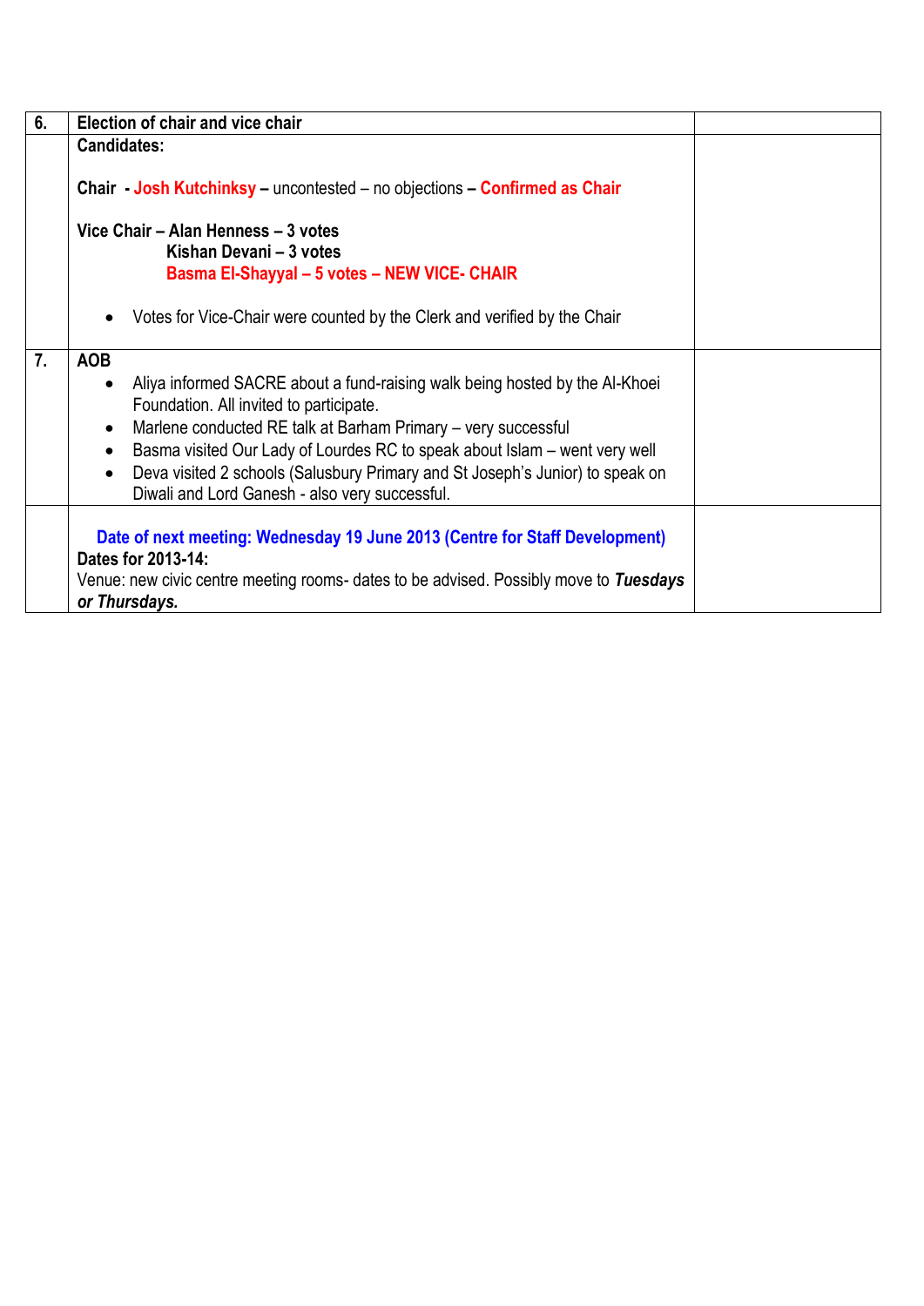| 6. | **Election of chair and vice chair** | |
|---|---|---|
| | **Candidates:**<br><br>**Chair - Josh Kutchinksy –** uncontested – no objections **– Confirmed as Chair**<br><br>**Vice Chair – Alan Henness – 3 votes**<br>**Kishan Devani – 3 votes**<br>**Basma El-Shayyal – 5 votes – NEW VICE- CHAIR**<br><br>• Votes for Vice-Chair were counted by the Clerk and verified by the Chair | |
| **7.** | **AOB**<br>• Aliya informed SACRE about a fund-raising walk being hosted by the Al-Khoei Foundation. All invited to participate.<br>• Marlene conducted RE talk at Barham Primary – very successful<br>• Basma visited Our Lady of Lourdes RC to speak about Islam – went very well<br>• Deva visited 2 schools (Salusbury Primary and St Joseph's Junior) to speak on Diwali and Lord Ganesh - also very successful. | |
| | **Date of next meeting: Wednesday 19 June 2013 (Centre for Staff Development)**<br>**Dates for 2013-14:**<br>Venue: new civic centre meeting rooms- dates to be advised. Possibly move to ***Tuesdays or Thursdays.*** | |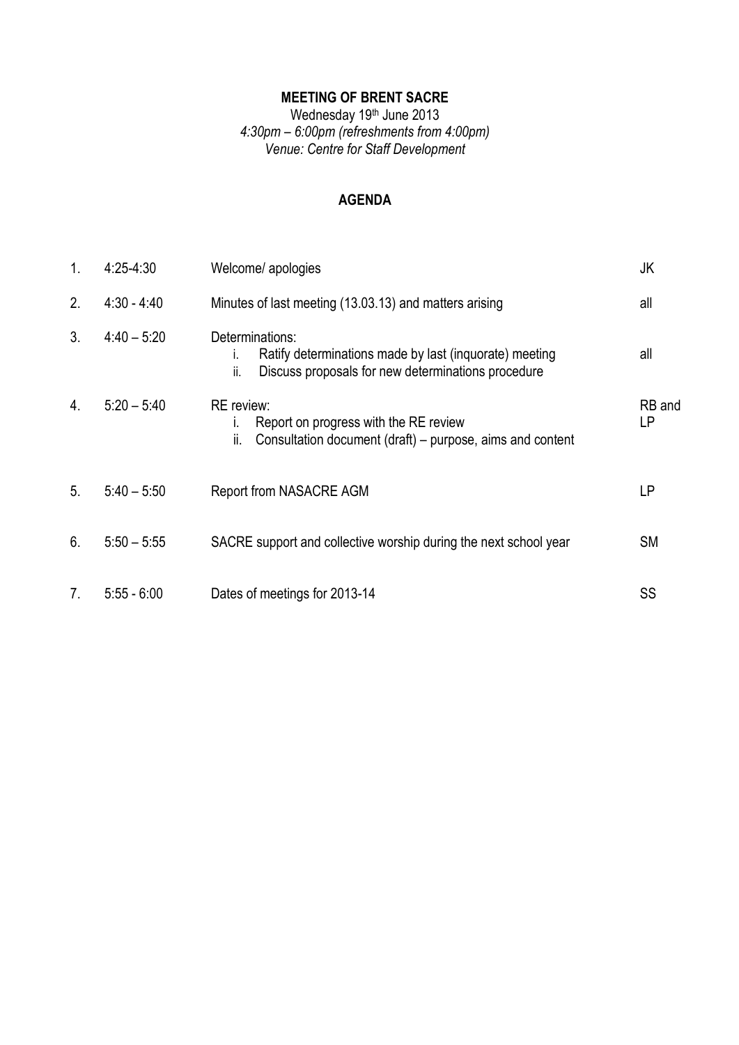**MEETING OF BRENT SACRE**

Wednesday 19th June 2013

*4:30pm – 6:00pm (refreshments from 4:00pm)*

*Venue: Centre for Staff Development*

**AGENDA**

| | | | |
|---|---|---|---|
| 1. | 4:25-4:30 | Welcome/ apologies | JK |
| 2. | 4:30 - 4:40 | Minutes of last meeting (13.03.13) and matters arising | all |
| 3. | 4:40 – 5:20 | Determinations:<br>i. Ratify determinations made by last (inquorate) meeting<br>ii. Discuss proposals for new determinations procedure | all |
| 4. | 5:20 – 5:40 | RE review:<br>i. Report on progress with the RE review<br>ii. Consultation document (draft) – purpose, aims and content | RB and LP |
| 5. | 5:40 – 5:50 | Report from NASACRE AGM | LP |
| 6. | 5:50 – 5:55 | SACRE support and collective worship during the next school year | SM |
| 7. | 5:55 - 6:00 | Dates of meetings for 2013-14 | SS |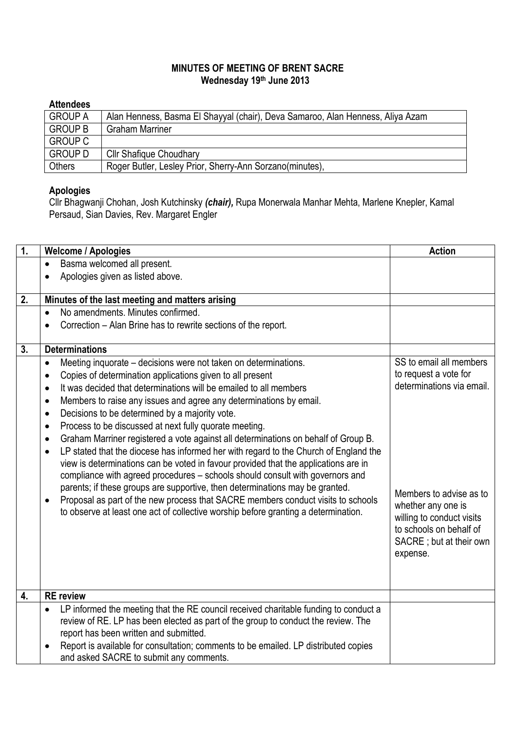**MINUTES OF MEETING OF BRENT SACRE**
**Wednesday 19th June 2013**

**Attendees**

| | |
|---|---|
| GROUP A | Alan Henness, Basma El Shayyal (chair), Deva Samaroo, Alan Henness, Aliya Azam |
| GROUP B | Graham Marriner |
| GROUP C | |
| GROUP D | Cllr Shafique Choudhary |
| Others | Roger Butler, Lesley Prior, Sherry-Ann Sorzano(minutes), |

**Apologies**

Cllr Bhagwanji Chohan, Josh Kutchinsky ***(chair),*** Rupa Monerwala Manhar Mehta, Marlene Knepler, Kamal Persaud, Sian Davies, Rev. Margaret Engler

| 1. | **Welcome / Apologies** | **Action** |
|---|---|---|
| | • Basma welcomed all present.<br>• Apologies given as listed above. | |
| **2.** | **Minutes of the last meeting and matters arising** | |
| | • No amendments. Minutes confirmed.<br>• Correction – Alan Brine has to rewrite sections of the report. | |
| **3.** | **Determinations** | |
| | • Meeting inquorate – decisions were not taken on determinations.<br>• Copies of determination applications given to all present<br>• It was decided that determinations will be emailed to all members<br>• Members to raise any issues and agree any determinations by email.<br>• Decisions to be determined by a majority vote.<br>• Process to be discussed at next fully quorate meeting.<br>• Graham Marriner registered a vote against all determinations on behalf of Group B.<br>• LP stated that the diocese has informed her with regard to the Church of England the view is determinations can be voted in favour provided that the applications are in compliance with agreed procedures – schools should consult with governors and parents; if these groups are supportive, then determinations may be granted.<br>• Proposal as part of the new process that SACRE members conduct visits to schools to observe at least one act of collective worship before granting a determination. | SS to email all members to request a vote for determinations via email.<br><br>Members to advise as to whether any one is willing to conduct visits to schools on behalf of SACRE ; but at their own expense. |
| **4.** | **RE review** | |
| | • LP informed the meeting that the RE council received charitable funding to conduct a review of RE. LP has been elected as part of the group to conduct the review. The report has been written and submitted.<br>• Report is available for consultation; comments to be emailed. LP distributed copies and asked SACRE to submit any comments. | |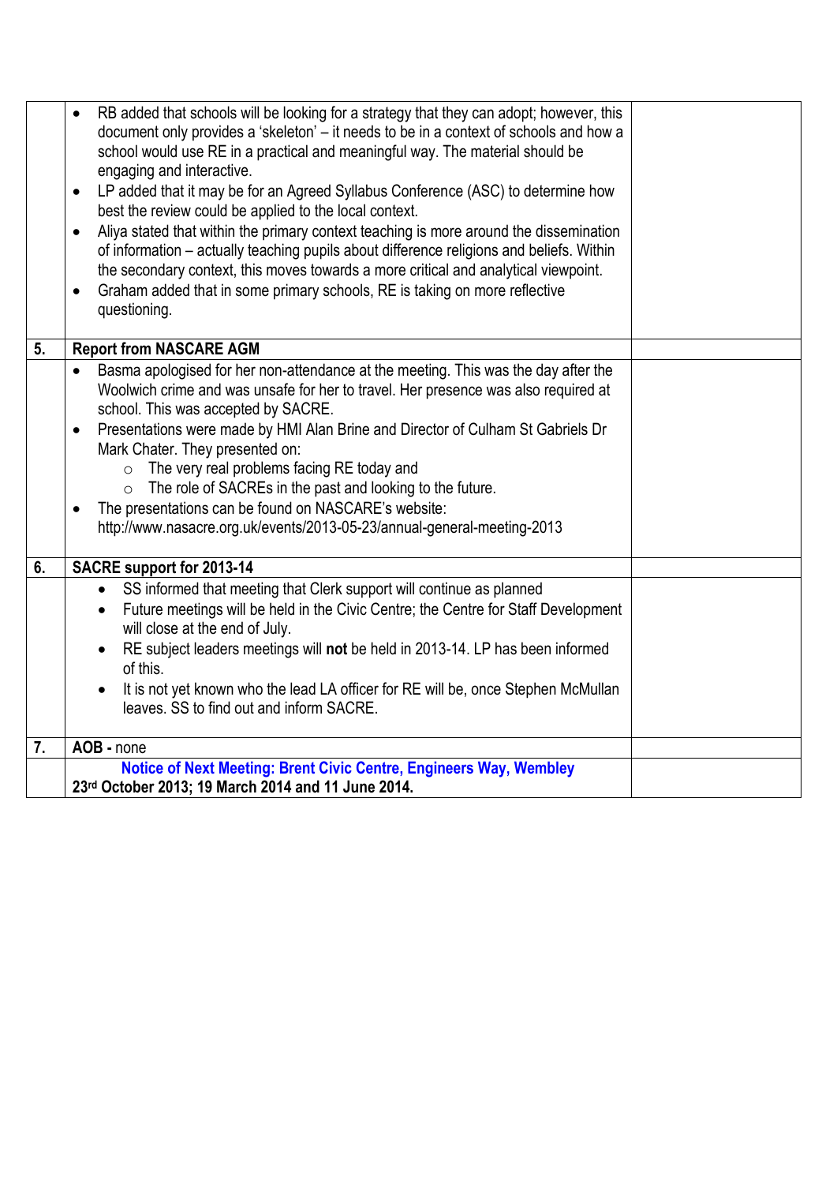| | | |
|---|---|---|
| | • RB added that schools will be looking for a strategy that they can adopt; however, this document only provides a 'skeleton' – it needs to be in a context of schools and how a school would use RE in a practical and meaningful way. The material should be engaging and interactive.<br>• LP added that it may be for an Agreed Syllabus Conference (ASC) to determine how best the review could be applied to the local context.<br>• Aliya stated that within the primary context teaching is more around the dissemination of information – actually teaching pupils about difference religions and beliefs. Within the secondary context, this moves towards a more critical and analytical viewpoint.<br>• Graham added that in some primary schools, RE is taking on more reflective questioning. | |
| **5.** | **Report from NASCARE AGM** | |
| | • Basma apologised for her non-attendance at the meeting. This was the day after the Woolwich crime and was unsafe for her to travel. Her presence was also required at school. This was accepted by SACRE.<br>• Presentations were made by HMI Alan Brine and Director of Culham St Gabriels Dr Mark Chater. They presented on:<br>  ○ The very real problems facing RE today and<br>  ○ The role of SACREs in the past and looking to the future.<br>• The presentations can be found on NASCARE's website: http://www.nasacre.org.uk/events/2013-05-23/annual-general-meeting-2013 | |
| **6.** | **SACRE support for 2013-14** | |
| | • SS informed that meeting that Clerk support will continue as planned<br>• Future meetings will be held in the Civic Centre; the Centre for Staff Development will close at the end of July.<br>• RE subject leaders meetings will **not** be held in 2013-14. LP has been informed of this.<br>• It is not yet known who the lead LA officer for RE will be, once Stephen McMullan leaves. SS to find out and inform SACRE. | |
| **7.** | **AOB -** none | |
| | **Notice of Next Meeting: Brent Civic Centre, Engineers Way, Wembley**<br>**23rd October 2013; 19 March 2014 and 11 June 2014.** | |